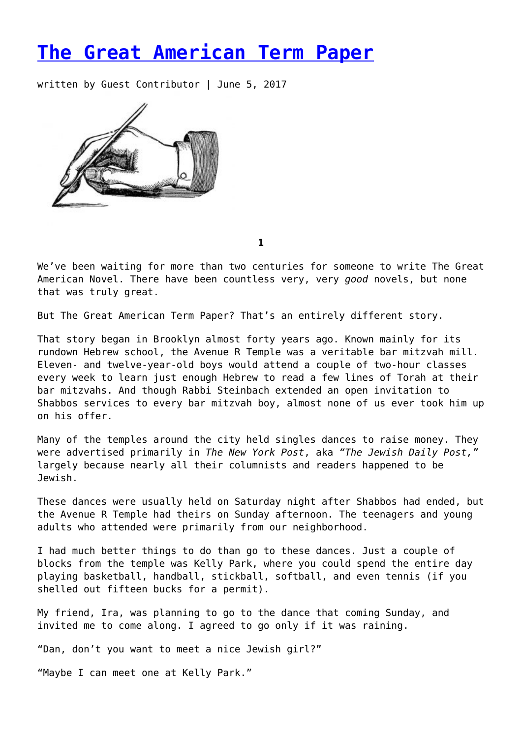# The Great American Term Paper

written by Guest Contributor | June 5, 2017

**1**

We've been waiting for more than two centuries for someone to write The Great American Novel. There have been countless very, very *good* novels, but none that was truly great.

But The Great American Term Paper? That's an entirely different story.

That story began in Brooklyn almost forty years ago. Known mainly for its rundown Hebrew school, the Avenue R Temple was a veritable bar mitzvah mill. Eleven- and twelve-year-old boys would attend a couple of two-hour classes every week to learn just enough Hebrew to read a few lines of Torah at their bar mitzvahs. And though Rabbi Steinbach extended an open invitation to Shabbos services to every bar mitzvah boy, almost none of us ever took him up on his offer.

Many of the temples around the city held singles dances to raise money. They were advertised primarily in *The New York Post*, aka *"The Jewish Daily Post,"* largely because nearly all their columnists and readers happened to be Jewish.

These dances were usually held on Saturday night after Shabbos had ended, but the Avenue R Temple had theirs on Sunday afternoon. The teenagers and young adults who attended were primarily from our neighborhood.

I had much better things to do than go to these dances. Just a couple of blocks from the temple was Kelly Park, where you could spend the entire day playing basketball, handball, stickball, softball, and even tennis (if you shelled out fifteen bucks for a permit).

My friend, Ira, was planning to go to the dance that coming Sunday, and invited me to come along. I agreed to go only if it was raining.

"Dan, don't you want to meet a nice Jewish girl?"

"Maybe I can meet one at Kelly Park."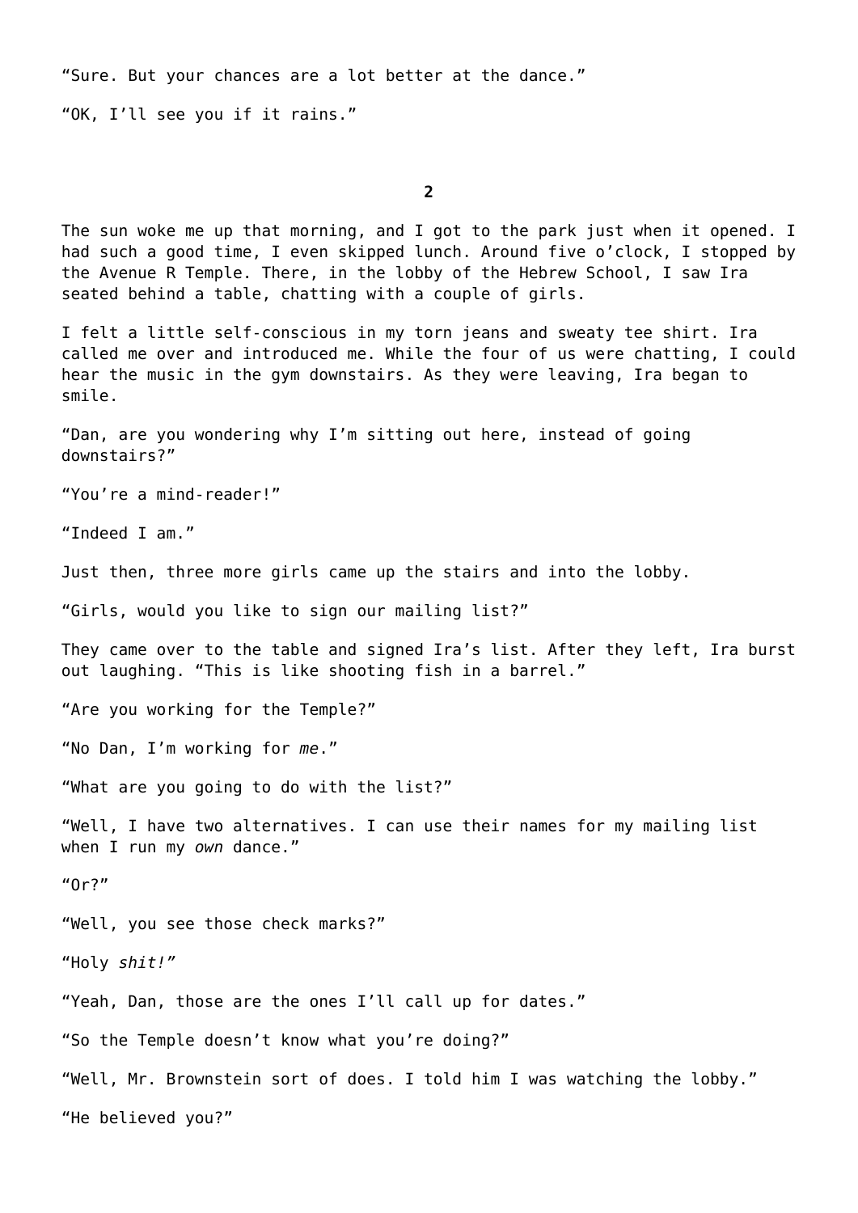“Sure. But your chances are a lot better at the dance.”

“OK, I’ll see you if it rains.”

## 2

The sun woke me up that morning, and I got to the park just when it opened. I had such a good time, I even skipped lunch. Around five o’clock, I stopped by the Avenue R Temple. There, in the lobby of the Hebrew School, I saw Ira seated behind a table, chatting with a couple of girls.

I felt a little self-conscious in my torn jeans and sweaty tee shirt. Ira called me over and introduced me. While the four of us were chatting, I could hear the music in the gym downstairs. As they were leaving, Ira began to smile.

“Dan, are you wondering why I’m sitting out here, instead of going downstairs?”

“You’re a mind-reader!”

“Indeed I am.”

Just then, three more girls came up the stairs and into the lobby.

“Girls, would you like to sign our mailing list?”

They came over to the table and signed Ira’s list. After they left, Ira burst out laughing. “This is like shooting fish in a barrel.”

“Are you working for the Temple?”

“No Dan, I’m working for *me*.”

“What are you going to do with the list?”

“Well, I have two alternatives. I can use their names for my mailing list when I run my *own* dance.”

“Or?”

“Well, you see those check marks?”

“Holy *shit!”*

“Yeah, Dan, those are the ones I’ll call up for dates.”

“So the Temple doesn’t know what you’re doing?”

“Well, Mr. Brownstein sort of does. I told him I was watching the lobby.”

“He believed you?”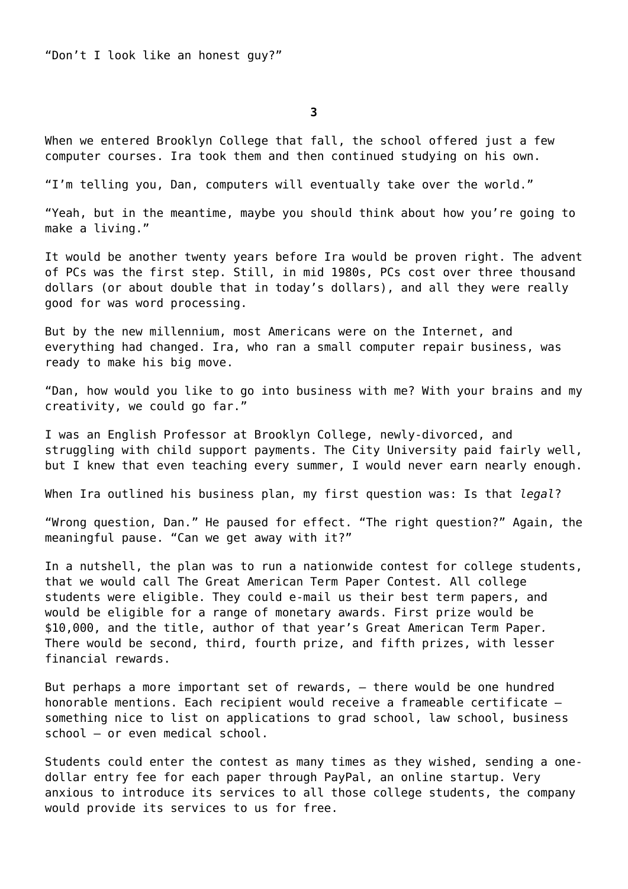"Don't I look like an honest guy?"

**3**

When we entered Brooklyn College that fall, the school offered just a few computer courses. Ira took them and then continued studying on his own.

"I'm telling you, Dan, computers will eventually take over the world."

"Yeah, but in the meantime, maybe you should think about how you're going to make a living."

It would be another twenty years before Ira would be proven right. The advent of PCs was the first step. Still, in mid 1980s, PCs cost over three thousand dollars (or about double that in today's dollars), and all they were really good for was word processing.

But by the new millennium, most Americans were on the Internet, and everything had changed. Ira, who ran a small computer repair business, was ready to make his big move.

"Dan, how would you like to go into business with me? With your brains and my creativity, we could go far."

I was an English Professor at Brooklyn College, newly-divorced, and struggling with child support payments. The City University paid fairly well, but I knew that even teaching every summer, I would never earn nearly enough.

When Ira outlined his business plan, my first question was: Is that *legal*?

"Wrong question, Dan." He paused for effect. "The right question?" Again, the meaningful pause. "Can we get away with it?"

In a nutshell, the plan was to run a nationwide contest for college students, that we would call The Great American Term Paper Contest. All college students were eligible. They could e-mail us their best term papers, and would be eligible for a range of monetary awards. First prize would be $10,000, and the title, author of that year's Great American Term Paper. There would be second, third, fourth prize, and fifth prizes, with lesser financial rewards.

But perhaps a more important set of rewards, – there would be one hundred honorable mentions. Each recipient would receive a frameable certificate – something nice to list on applications to grad school, law school, business school – or even medical school.

Students could enter the contest as many times as they wished, sending a one-dollar entry fee for each paper through PayPal, an online startup. Very anxious to introduce its services to all those college students, the company would provide its services to us for free.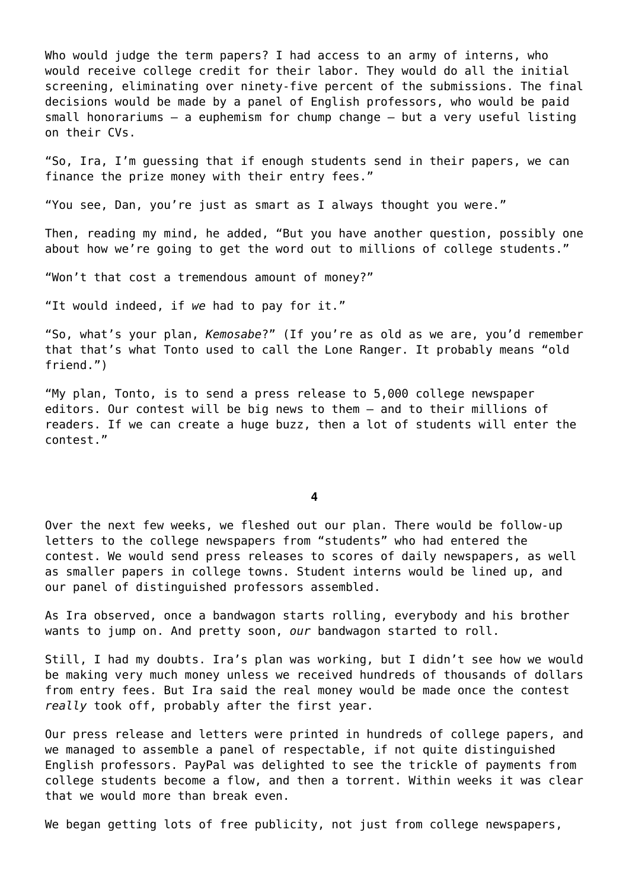Who would judge the term papers? I had access to an army of interns, who would receive college credit for their labor. They would do all the initial screening, eliminating over ninety-five percent of the submissions. The final decisions would be made by a panel of English professors, who would be paid small honorariums – a euphemism for chump change – but a very useful listing on their CVs.

"So, Ira, I'm guessing that if enough students send in their papers, we can finance the prize money with their entry fees."

"You see, Dan, you're just as smart as I always thought you were."

Then, reading my mind, he added, "But you have another question, possibly one about how we're going to get the word out to millions of college students."

"Won't that cost a tremendous amount of money?"

"It would indeed, if *we* had to pay for it."

"So, what's your plan, *Kemosabe*?" (If you're as old as we are, you'd remember that that's what Tonto used to call the Lone Ranger. It probably means "old friend.")

"My plan, Tonto, is to send a press release to 5,000 college newspaper editors. Our contest will be big news to them – and to their millions of readers. If we can create a huge buzz, then a lot of students will enter the contest."

**4**

Over the next few weeks, we fleshed out our plan. There would be follow-up letters to the college newspapers from "students" who had entered the contest. We would send press releases to scores of daily newspapers, as well as smaller papers in college towns. Student interns would be lined up, and our panel of distinguished professors assembled.

As Ira observed, once a bandwagon starts rolling, everybody and his brother wants to jump on. And pretty soon, *our* bandwagon started to roll.

Still, I had my doubts. Ira's plan was working, but I didn't see how we would be making very much money unless we received hundreds of thousands of dollars from entry fees. But Ira said the real money would be made once the contest *really* took off, probably after the first year.

Our press release and letters were printed in hundreds of college papers, and we managed to assemble a panel of respectable, if not quite distinguished English professors. PayPal was delighted to see the trickle of payments from college students become a flow, and then a torrent. Within weeks it was clear that we would more than break even.

We began getting lots of free publicity, not just from college newspapers,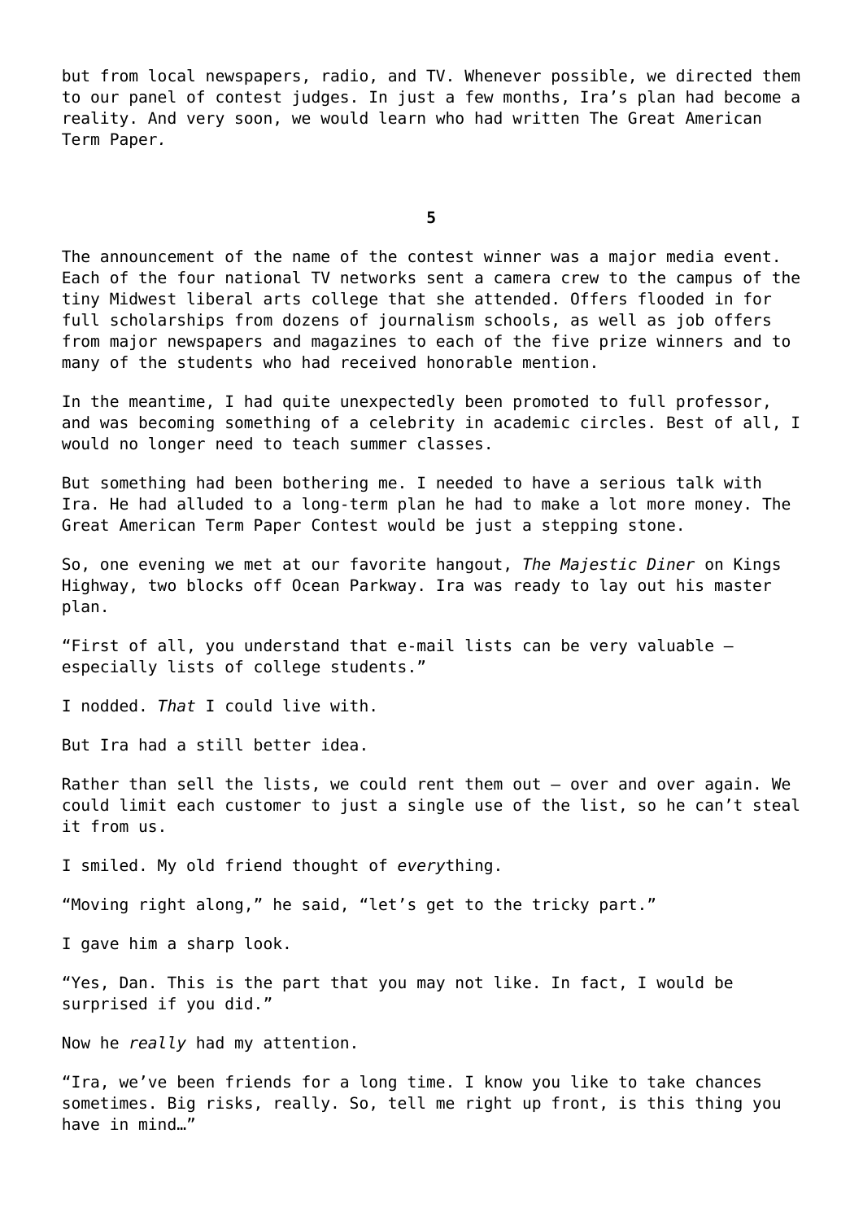but from local newspapers, radio, and TV. Whenever possible, we directed them to our panel of contest judges. In just a few months, Ira's plan had become a reality. And very soon, we would learn who had written The Great American Term Paper*.*

## 5

The announcement of the name of the contest winner was a major media event. Each of the four national TV networks sent a camera crew to the campus of the tiny Midwest liberal arts college that she attended. Offers flooded in for full scholarships from dozens of journalism schools, as well as job offers from major newspapers and magazines to each of the five prize winners and to many of the students who had received honorable mention.

In the meantime, I had quite unexpectedly been promoted to full professor, and was becoming something of a celebrity in academic circles. Best of all, I would no longer need to teach summer classes.

But something had been bothering me. I needed to have a serious talk with Ira. He had alluded to a long-term plan he had to make a lot more money. The Great American Term Paper Contest would be just a stepping stone.

So, one evening we met at our favorite hangout, *The Majestic Diner* on Kings Highway, two blocks off Ocean Parkway. Ira was ready to lay out his master plan.

"First of all, you understand that e-mail lists can be very valuable – especially lists of college students."

I nodded. *That* I could live with.

But Ira had a still better idea.

Rather than sell the lists, we could rent them out – over and over again. We could limit each customer to just a single use of the list, so he can't steal it from us.

I smiled. My old friend thought of *every*thing.

"Moving right along," he said, "let's get to the tricky part."

I gave him a sharp look.

"Yes, Dan. This is the part that you may not like. In fact, I would be surprised if you did."

Now he *really* had my attention.

"Ira, we've been friends for a long time. I know you like to take chances sometimes. Big risks, really. So, tell me right up front, is this thing you have in mind…"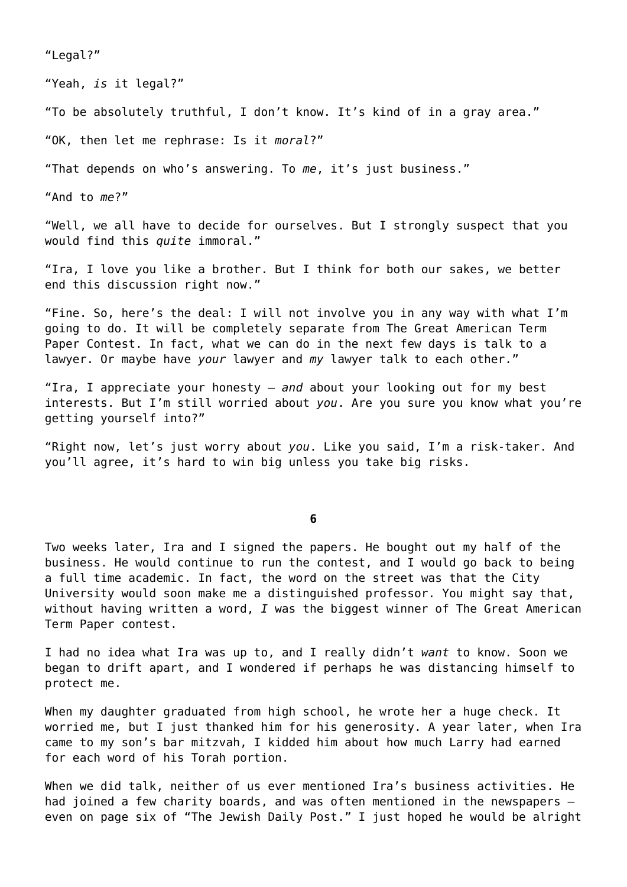"Legal?"

"Yeah, *is* it legal?"

"To be absolutely truthful, I don't know. It's kind of in a gray area."

"OK, then let me rephrase: Is it *moral*?"

"That depends on who's answering. To *me*, it's just business."

"And to *me*?"

"Well, we all have to decide for ourselves. But I strongly suspect that you would find this *quite* immoral."

"Ira, I love you like a brother. But I think for both our sakes, we better end this discussion right now."

"Fine. So, here's the deal: I will not involve you in any way with what I'm going to do. It will be completely separate from The Great American Term Paper Contest. In fact, what we can do in the next few days is talk to a lawyer. Or maybe have *your* lawyer and *my* lawyer talk to each other."

"Ira, I appreciate your honesty – *and* about your looking out for my best interests. But I'm still worried about *you*. Are you sure you know what you're getting yourself into?"

"Right now, let's just worry about *you*. Like you said, I'm a risk-taker. And you'll agree, it's hard to win big unless you take big risks.

**6**

Two weeks later, Ira and I signed the papers. He bought out my half of the business. He would continue to run the contest, and I would go back to being a full time academic. In fact, the word on the street was that the City University would soon make me a distinguished professor. You might say that, without having written a word, *I* was the biggest winner of The Great American Term Paper contest.

I had no idea what Ira was up to, and I really didn't *want* to know. Soon we began to drift apart, and I wondered if perhaps he was distancing himself to protect me.

When my daughter graduated from high school, he wrote her a huge check. It worried me, but I just thanked him for his generosity. A year later, when Ira came to my son's bar mitzvah, I kidded him about how much Larry had earned for each word of his Torah portion.

When we did talk, neither of us ever mentioned Ira's business activities. He had joined a few charity boards, and was often mentioned in the newspapers – even on page six of "The Jewish Daily Post." I just hoped he would be alright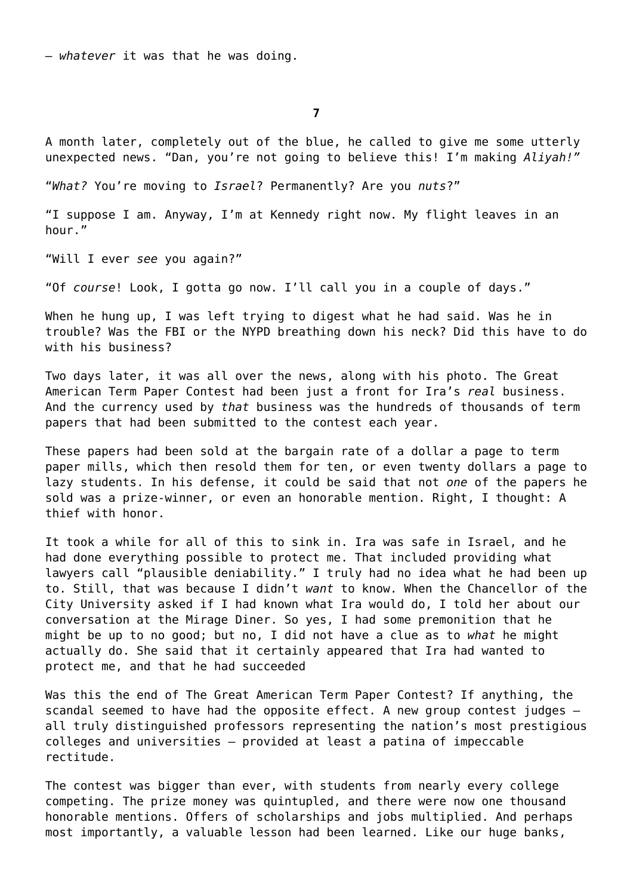— *whatever* it was that he was doing.

**7**

A month later, completely out of the blue, he called to give me some utterly unexpected news. “Dan, you’re not going to believe this! I’m making *Aliyah!”*

“*What?* You’re moving to *Israel*? Permanently? Are you *nuts*?”

“I suppose I am. Anyway, I’m at Kennedy right now. My flight leaves in an hour.”

“Will I ever *see* you again?”

“Of *course*! Look, I gotta go now. I’ll call you in a couple of days.”

When he hung up, I was left trying to digest what he had said. Was he in trouble? Was the FBI or the NYPD breathing down his neck? Did this have to do with his business?

Two days later, it was all over the news, along with his photo. The Great American Term Paper Contest had been just a front for Ira’s *real* business. And the currency used by *that* business was the hundreds of thousands of term papers that had been submitted to the contest each year.

These papers had been sold at the bargain rate of a dollar a page to term paper mills, which then resold them for ten, or even twenty dollars a page to lazy students. In his defense, it could be said that not *one* of the papers he sold was a prize-winner, or even an honorable mention. Right, I thought: A thief with honor.

It took a while for all of this to sink in. Ira was safe in Israel, and he had done everything possible to protect me. That included providing what lawyers call “plausible deniability.” I truly had no idea what he had been up to. Still, that was because I didn’t *want* to know. When the Chancellor of the City University asked if I had known what Ira would do, I told her about our conversation at the Mirage Diner. So yes, I had some premonition that he might be up to no good; but no, I did not have a clue as to *what* he might actually do. She said that it certainly appeared that Ira had wanted to protect me, and that he had succeeded

Was this the end of The Great American Term Paper Contest? If anything, the scandal seemed to have had the opposite effect. A new group contest judges — all truly distinguished professors representing the nation’s most prestigious colleges and universities — provided at least a patina of impeccable rectitude.

The contest was bigger than ever, with students from nearly every college competing. The prize money was quintupled, and there were now one thousand honorable mentions. Offers of scholarships and jobs multiplied. And perhaps most importantly, a valuable lesson had been learned. Like our huge banks,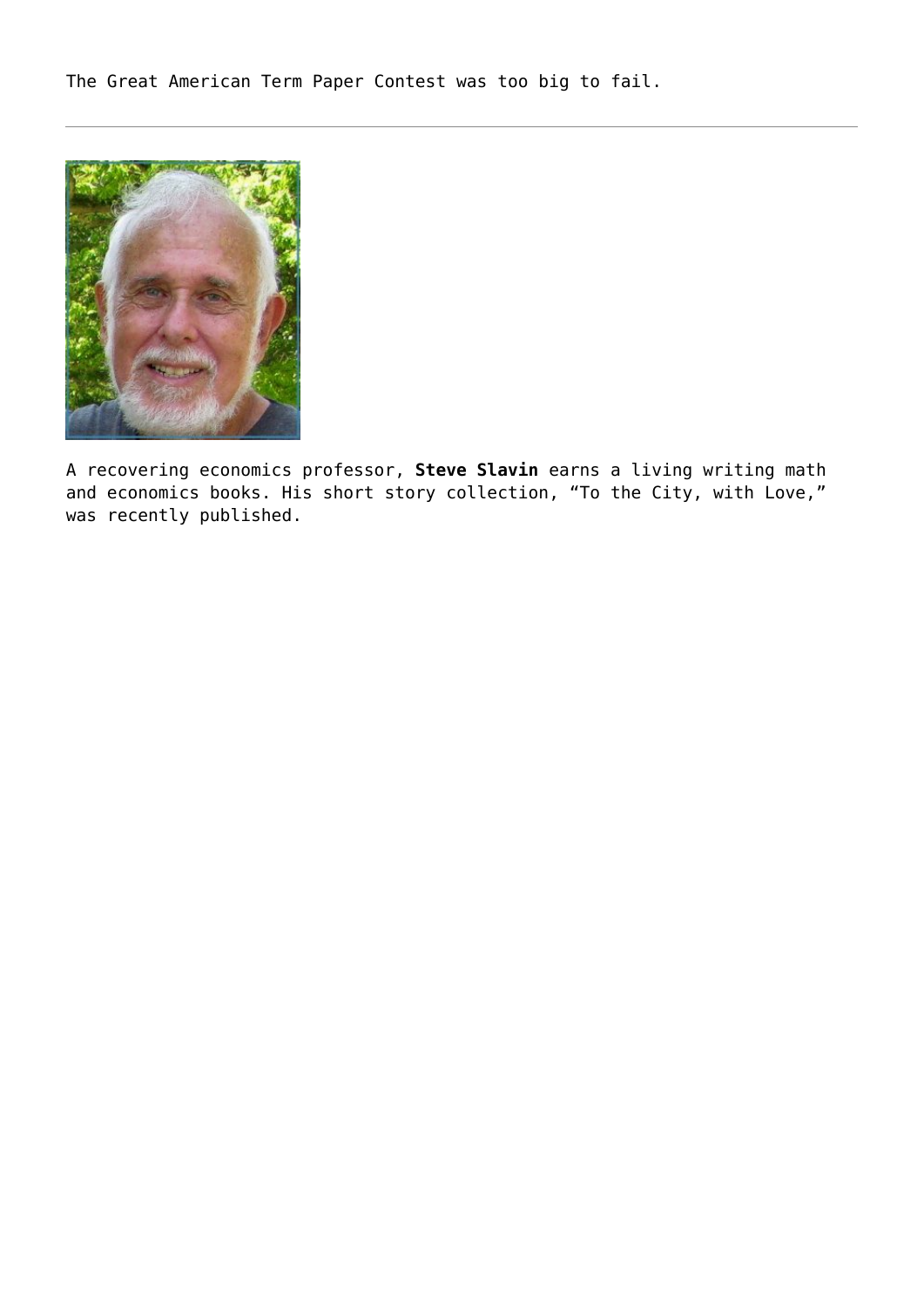The Great American Term Paper Contest was too big to fail.

---

A recovering economics professor, **Steve Slavin** earns a living writing math and economics books. His short story collection, “To the City, with Love,” was recently published.